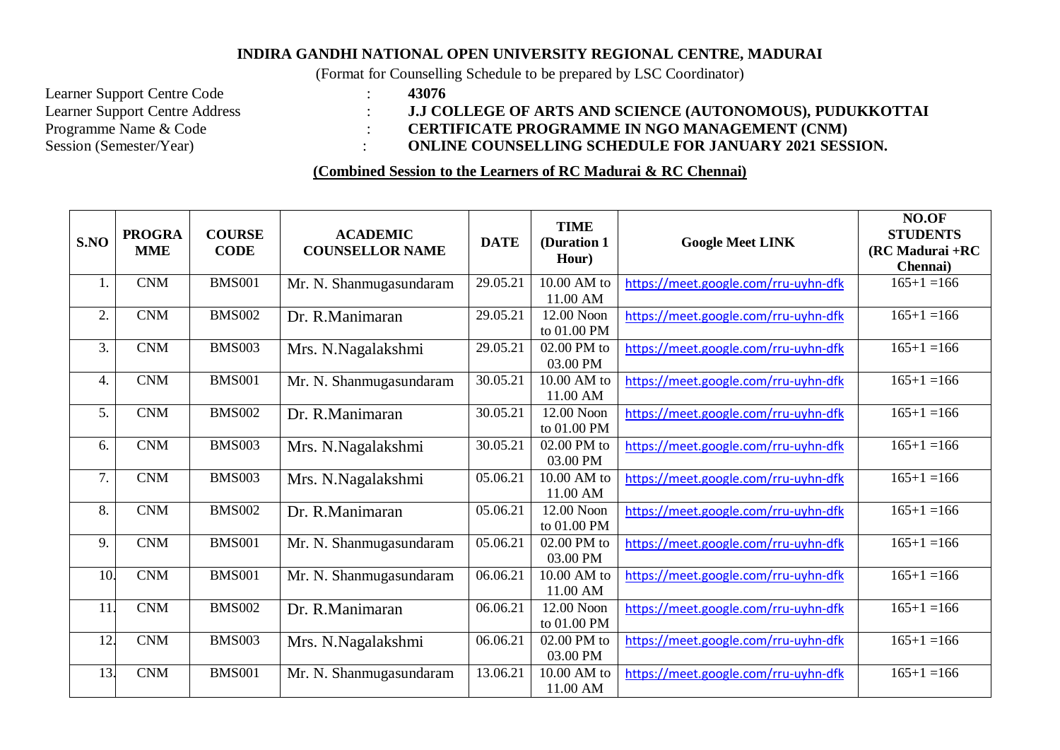**INDIRA GANDHI NATIONAL OPEN UNIVERSITY REGIONAL CENTRE, MADURAI**

(Format for Counselling Schedule to be prepared by LSC Coordinator)

Learner Support Centre Code : **43076**
Learner Support Centre Address : **J.J COLLEGE OF ARTS AND SCIENCE (AUTONOMOUS), PUDUKKOTTAI**
Programme Name & Code : **CERTIFICATE PROGRAMME IN NGO MANAGEMENT (CNM)**
Session (Semester/Year) : **ONLINE COUNSELLING SCHEDULE FOR JANUARY 2021 SESSION.**

**(Combined Session to the Learners of RC Madurai & RC Chennai)**

| S.NO | PROGRAMME | COURSE CODE | ACADEMIC COUNSELLOR NAME | DATE | TIME (Duration 1 Hour) | Google Meet LINK | NO.OF STUDENTS (RC Madurai +RC Chennai) |
|---|---|---|---|---|---|---|---|
| 1. | CNM | BMS001 | Mr. N. Shanmugasundaram | 29.05.21 | 10.00 AM to 11.00 AM | https://meet.google.com/rru-uyhn-dfk | 165+1 =166 |
| 2. | CNM | BMS002 | Dr. R.Manimaran | 29.05.21 | 12.00 Noon to 01.00 PM | https://meet.google.com/rru-uyhn-dfk | 165+1 =166 |
| 3. | CNM | BMS003 | Mrs. N.Nagalakshmi | 29.05.21 | 02.00 PM to 03.00 PM | https://meet.google.com/rru-uyhn-dfk | 165+1 =166 |
| 4. | CNM | BMS001 | Mr. N. Shanmugasundaram | 30.05.21 | 10.00 AM to 11.00 AM | https://meet.google.com/rru-uyhn-dfk | 165+1 =166 |
| 5. | CNM | BMS002 | Dr. R.Manimaran | 30.05.21 | 12.00 Noon to 01.00 PM | https://meet.google.com/rru-uyhn-dfk | 165+1 =166 |
| 6. | CNM | BMS003 | Mrs. N.Nagalakshmi | 30.05.21 | 02.00 PM to 03.00 PM | https://meet.google.com/rru-uyhn-dfk | 165+1 =166 |
| 7. | CNM | BMS003 | Mrs. N.Nagalakshmi | 05.06.21 | 10.00 AM to 11.00 AM | https://meet.google.com/rru-uyhn-dfk | 165+1 =166 |
| 8. | CNM | BMS002 | Dr. R.Manimaran | 05.06.21 | 12.00 Noon to 01.00 PM | https://meet.google.com/rru-uyhn-dfk | 165+1 =166 |
| 9. | CNM | BMS001 | Mr. N. Shanmugasundaram | 05.06.21 | 02.00 PM to 03.00 PM | https://meet.google.com/rru-uyhn-dfk | 165+1 =166 |
| 10. | CNM | BMS001 | Mr. N. Shanmugasundaram | 06.06.21 | 10.00 AM to 11.00 AM | https://meet.google.com/rru-uyhn-dfk | 165+1 =166 |
| 11. | CNM | BMS002 | Dr. R.Manimaran | 06.06.21 | 12.00 Noon to 01.00 PM | https://meet.google.com/rru-uyhn-dfk | 165+1 =166 |
| 12. | CNM | BMS003 | Mrs. N.Nagalakshmi | 06.06.21 | 02.00 PM to 03.00 PM | https://meet.google.com/rru-uyhn-dfk | 165+1 =166 |
| 13. | CNM | BMS001 | Mr. N. Shanmugasundaram | 13.06.21 | 10.00 AM to 11.00 AM | https://meet.google.com/rru-uyhn-dfk | 165+1 =166 |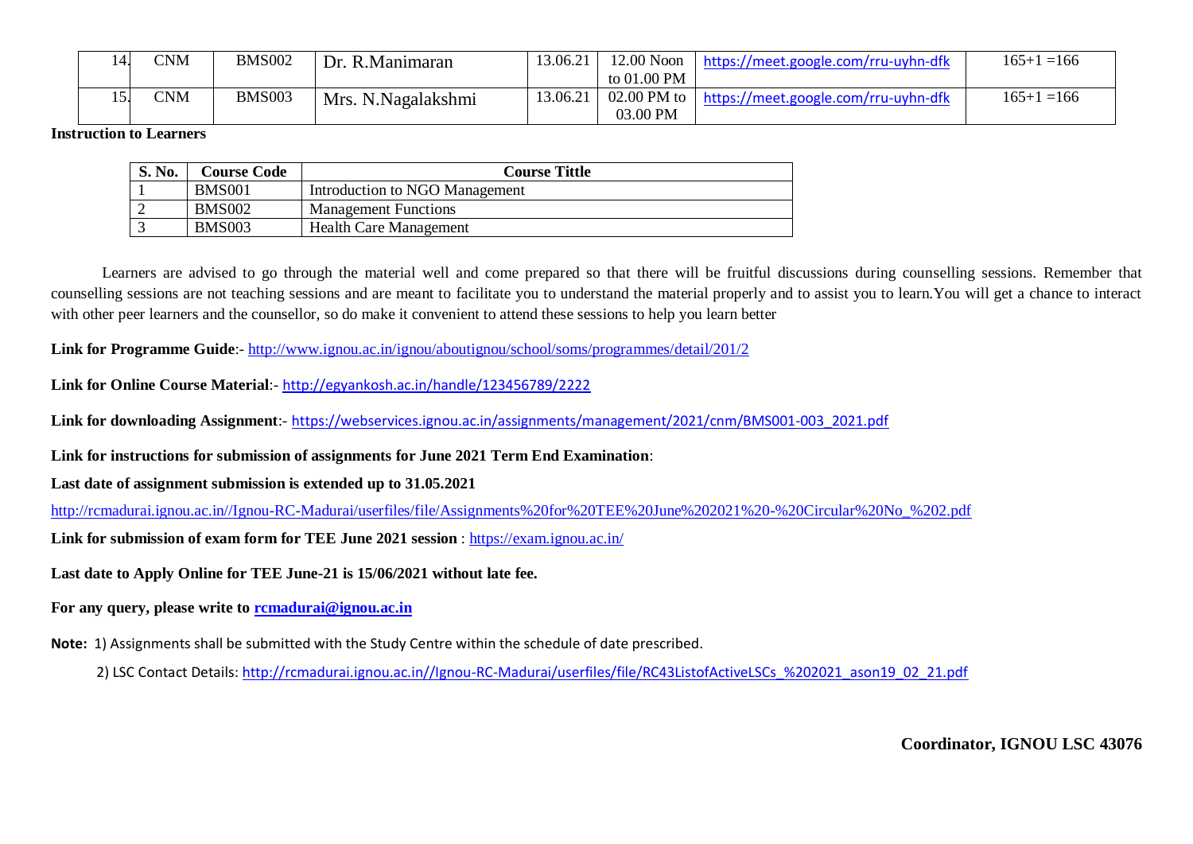| | | | | | | | |
|---|---|---|---|---|---|---|---|
| 14. | CNM | BMS002 | Dr. R.Manimaran | 13.06.21 | 12.00 Noon to 01.00 PM | https://meet.google.com/rru-uyhn-dfk | 165+1 =166 |
| 15. | CNM | BMS003 | Mrs. N.Nagalakshmi | 13.06.21 | 02.00 PM to 03.00 PM | https://meet.google.com/rru-uyhn-dfk | 165+1 =166 |

**Instruction to Learners**

| S. No. | Course Code | Course Tittle |
|---|---|---|
| 1 | BMS001 | Introduction to NGO Management |
| 2 | BMS002 | Management Functions |
| 3 | BMS003 | Health Care Management |

Learners are advised to go through the material well and come prepared so that there will be fruitful discussions during counselling sessions. Remember that counselling sessions are not teaching sessions and are meant to facilitate you to understand the material properly and to assist you to learn.You will get a chance to interact with other peer learners and the counsellor, so do make it convenient to attend these sessions to help you learn better

**Link for Programme Guide**:- http://www.ignou.ac.in/ignou/aboutignou/school/soms/programmes/detail/201/2

**Link for Online Course Material**:- http://egyankosh.ac.in/handle/123456789/2222

**Link for downloading Assignment**:- https://webservices.ignou.ac.in/assignments/management/2021/cnm/BMS001-003_2021.pdf

**Link for instructions for submission of assignments for June 2021 Term End Examination**:

**Last date of assignment submission is extended up to 31.05.2021**

http://rcmadurai.ignou.ac.in//Ignou-RC-Madurai/userfiles/file/Assignments%20for%20TEE%20June%202021%20-%20Circular%20No_%202.pdf

**Link for submission of exam form for TEE June 2021 session** : https://exam.ignou.ac.in/

**Last date to Apply Online for TEE June-21 is 15/06/2021 without late fee.**

**For any query, please write to rcmadurai@ignou.ac.in**

**Note:** 1) Assignments shall be submitted with the Study Centre within the schedule of date prescribed.

2) LSC Contact Details: http://rcmadurai.ignou.ac.in//Ignou-RC-Madurai/userfiles/file/RC43ListofActiveLSCs_%202021_ason19_02_21.pdf

**Coordinator, IGNOU LSC 43076**